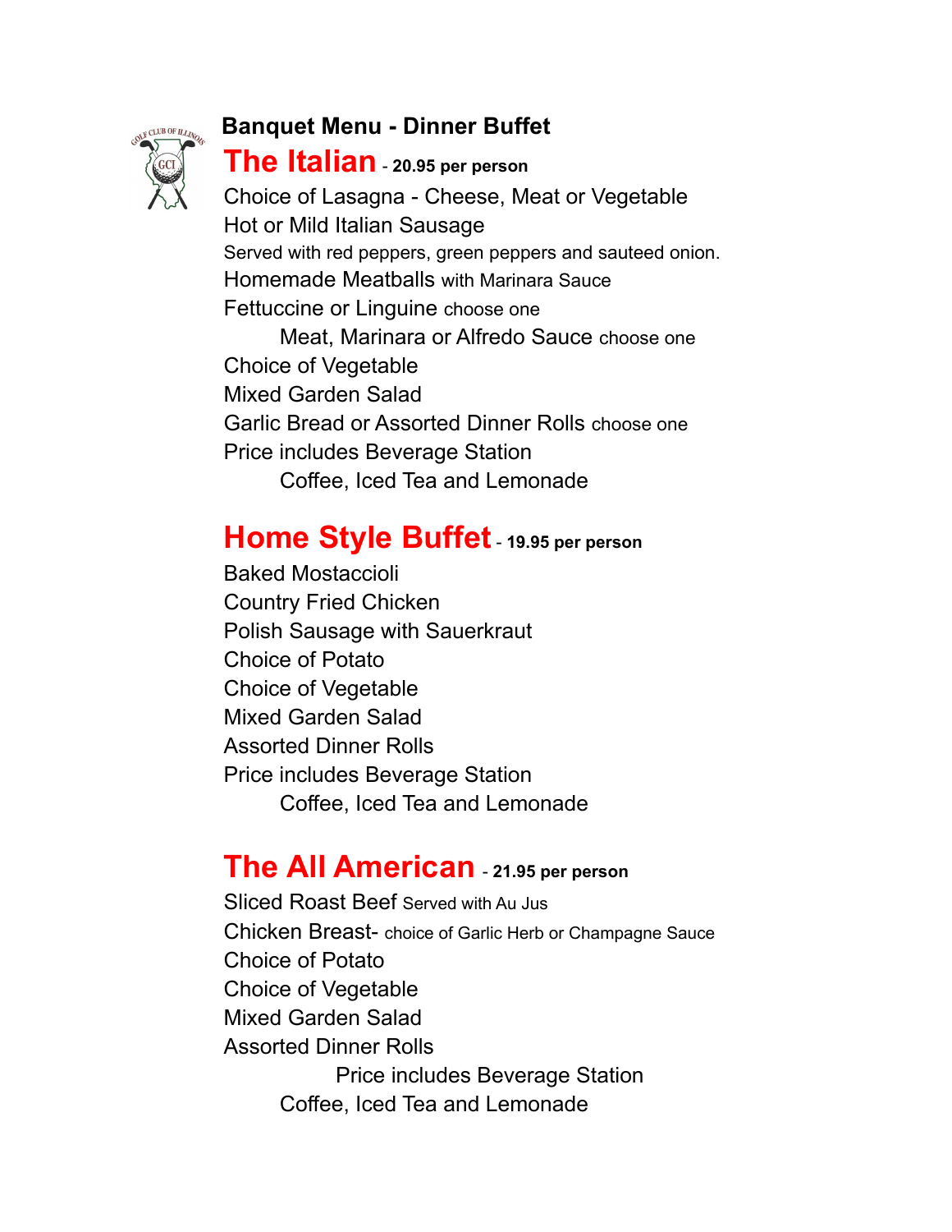# Banquet Menu - Dinner Buffet

## The Italian - 20.95 per person

Choice of Lasagna - Cheese, Meat or Vegetable
Hot or Mild Italian Sausage
Served with red peppers, green peppers and sauteed onion.
Homemade Meatballs with Marinara Sauce
Fettuccine or Linguine choose one
    Meat, Marinara or Alfredo Sauce choose one
Choice of Vegetable
Mixed Garden Salad
Garlic Bread or Assorted Dinner Rolls choose one
Price includes Beverage Station
    Coffee, Iced Tea and Lemonade

## Home Style Buffet - 19.95 per person

Baked Mostaccioli
Country Fried Chicken
Polish Sausage with Sauerkraut
Choice of Potato
Choice of Vegetable
Mixed Garden Salad
Assorted Dinner Rolls
Price includes Beverage Station
    Coffee, Iced Tea and Lemonade

## The All American - 21.95 per person

Sliced Roast Beef Served with Au Jus
Chicken Breast- choice of Garlic Herb or Champagne Sauce
Choice of Potato
Choice of Vegetable
Mixed Garden Salad
Assorted Dinner Rolls
Price includes Beverage Station
    Coffee, Iced Tea and Lemonade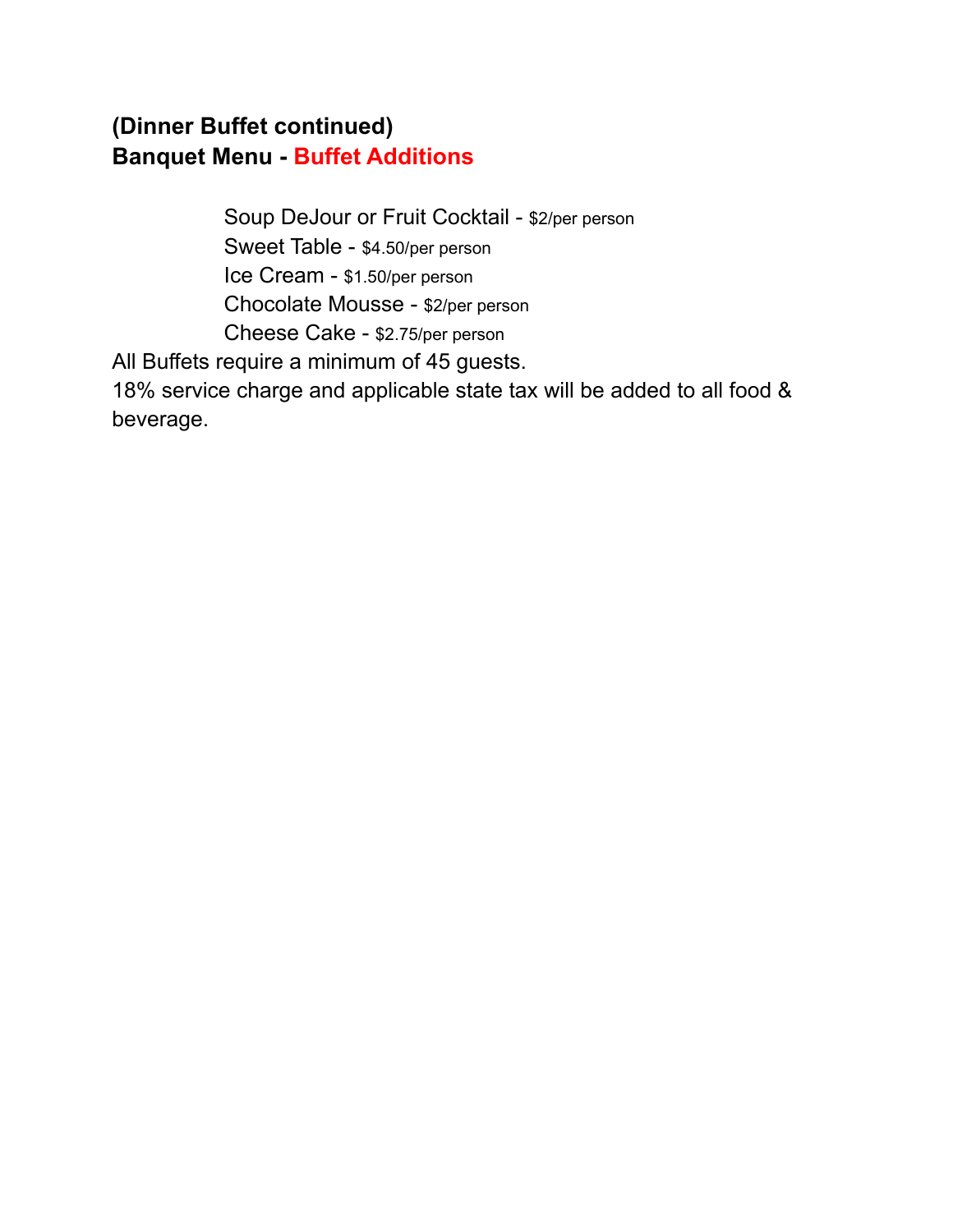**(Dinner Buffet continued)**

## Banquet Menu - Buffet Additions

Soup DeJour or Fruit Cocktail - $2/per person
Sweet Table - $4.50/per person
Ice Cream - $1.50/per person
Chocolate Mousse - $2/per person
Cheese Cake - $2.75/per person

All Buffets require a minimum of 45 guests.
18% service charge and applicable state tax will be added to all food & beverage.